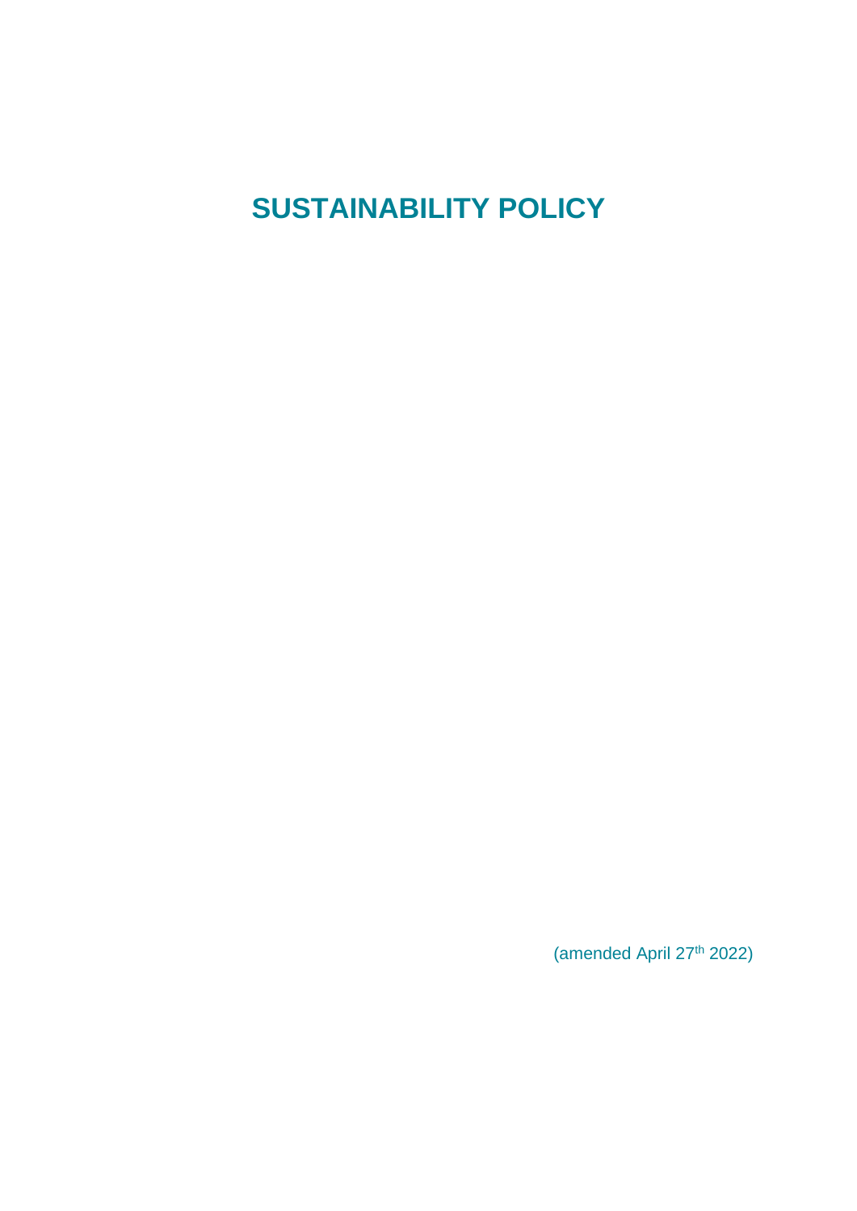# SUSTAINABILITY POLICY

(amended April 27th 2022)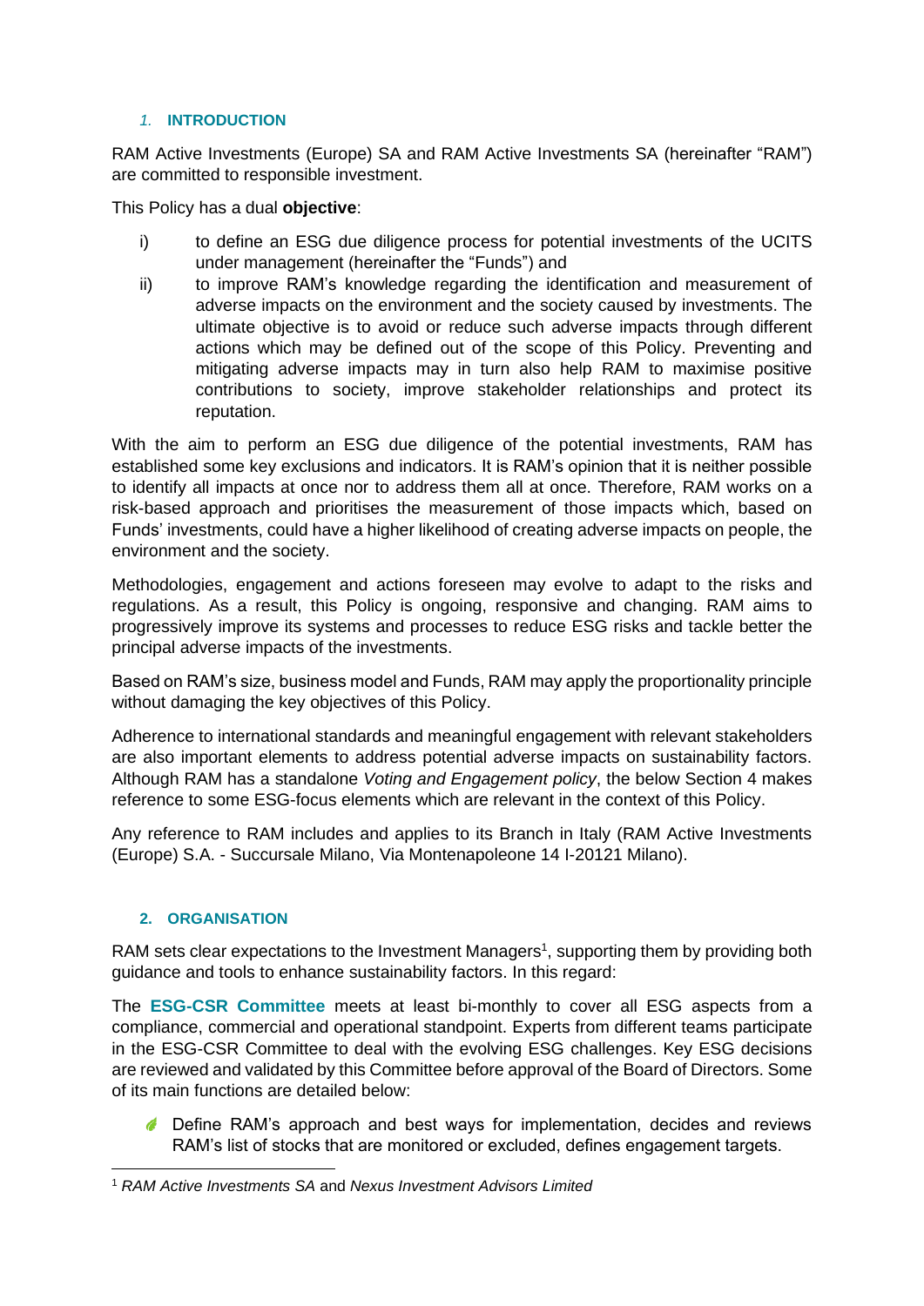## 1. INTRODUCTION

RAM Active Investments (Europe) SA and RAM Active Investments SA (hereinafter "RAM") are committed to responsible investment.

This Policy has a dual **objective**:

i) to define an ESG due diligence process for potential investments of the UCITS under management (hereinafter the "Funds") and

ii) to improve RAM's knowledge regarding the identification and measurement of adverse impacts on the environment and the society caused by investments. The ultimate objective is to avoid or reduce such adverse impacts through different actions which may be defined out of the scope of this Policy. Preventing and mitigating adverse impacts may in turn also help RAM to maximise positive contributions to society, improve stakeholder relationships and protect its reputation.

With the aim to perform an ESG due diligence of the potential investments, RAM has established some key exclusions and indicators. It is RAM's opinion that it is neither possible to identify all impacts at once nor to address them all at once. Therefore, RAM works on a risk-based approach and prioritises the measurement of those impacts which, based on Funds' investments, could have a higher likelihood of creating adverse impacts on people, the environment and the society.

Methodologies, engagement and actions foreseen may evolve to adapt to the risks and regulations. As a result, this Policy is ongoing, responsive and changing. RAM aims to progressively improve its systems and processes to reduce ESG risks and tackle better the principal adverse impacts of the investments.

Based on RAM's size, business model and Funds, RAM may apply the proportionality principle without damaging the key objectives of this Policy.

Adherence to international standards and meaningful engagement with relevant stakeholders are also important elements to address potential adverse impacts on sustainability factors. Although RAM has a standalone *Voting and Engagement policy*, the below Section 4 makes reference to some ESG-focus elements which are relevant in the context of this Policy.

Any reference to RAM includes and applies to its Branch in Italy (RAM Active Investments (Europe) S.A. - Succursale Milano, Via Montenapoleone 14 I-20121 Milano).

## 2. ORGANISATION

RAM sets clear expectations to the Investment Managers[1], supporting them by providing both guidance and tools to enhance sustainability factors. In this regard:

The **ESG-CSR Committee** meets at least bi-monthly to cover all ESG aspects from a compliance, commercial and operational standpoint. Experts from different teams participate in the ESG-CSR Committee to deal with the evolving ESG challenges. Key ESG decisions are reviewed and validated by this Committee before approval of the Board of Directors. Some of its main functions are detailed below:

- Define RAM's approach and best ways for implementation, decides and reviews RAM's list of stocks that are monitored or excluded, defines engagement targets.

[1] *RAM Active Investments SA* and *Nexus Investment Advisors Limited*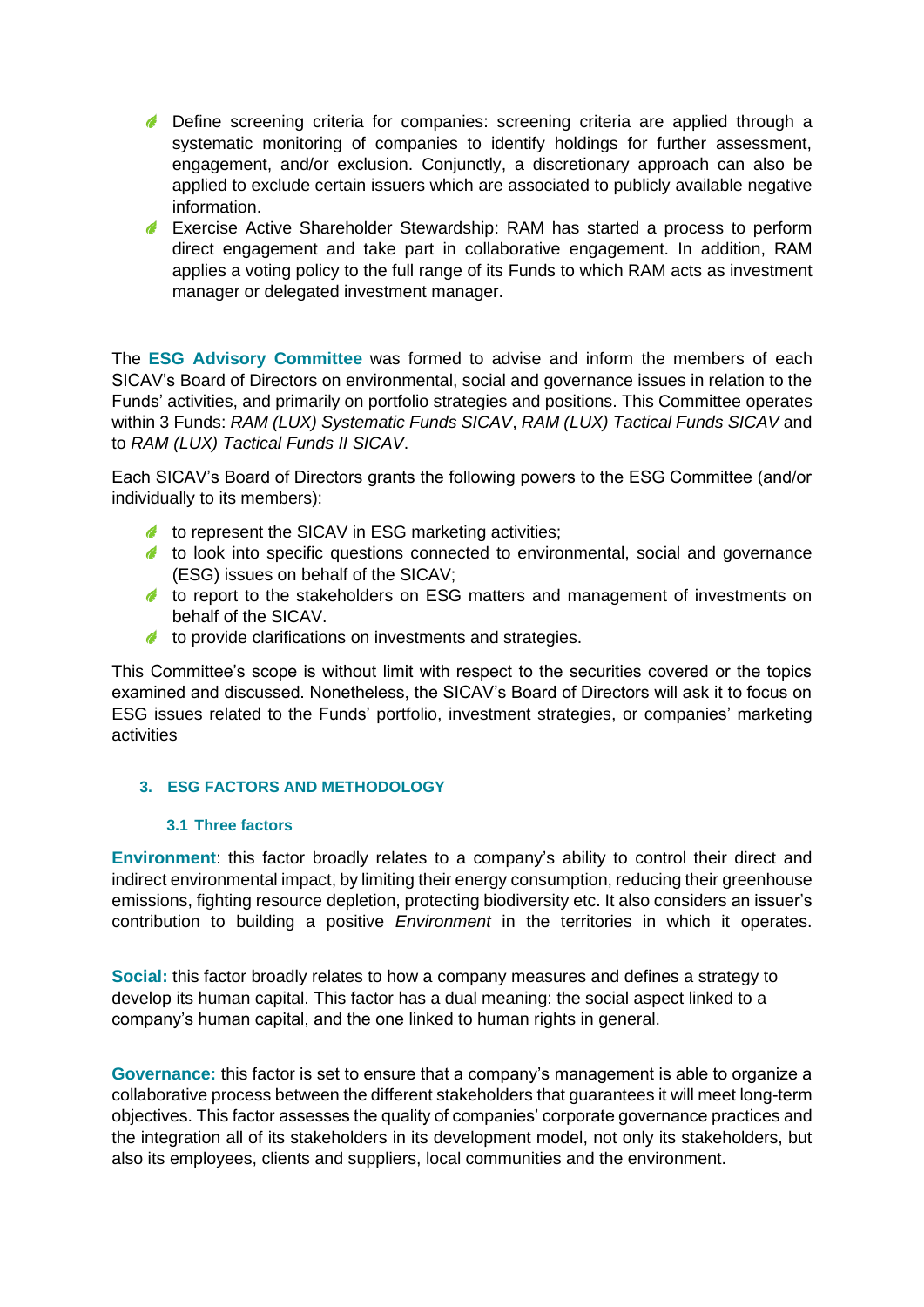- Define screening criteria for companies: screening criteria are applied through a systematic monitoring of companies to identify holdings for further assessment, engagement, and/or exclusion. Conjunctly, a discretionary approach can also be applied to exclude certain issuers which are associated to publicly available negative information.
- Exercise Active Shareholder Stewardship: RAM has started a process to perform direct engagement and take part in collaborative engagement. In addition, RAM applies a voting policy to the full range of its Funds to which RAM acts as investment manager or delegated investment manager.

The **ESG Advisory Committee** was formed to advise and inform the members of each SICAV's Board of Directors on environmental, social and governance issues in relation to the Funds' activities, and primarily on portfolio strategies and positions. This Committee operates within 3 Funds: *RAM (LUX) Systematic Funds SICAV*, *RAM (LUX) Tactical Funds SICAV* and to *RAM (LUX) Tactical Funds II SICAV*.

Each SICAV's Board of Directors grants the following powers to the ESG Committee (and/or individually to its members):

- to represent the SICAV in ESG marketing activities;
- to look into specific questions connected to environmental, social and governance (ESG) issues on behalf of the SICAV;
- to report to the stakeholders on ESG matters and management of investments on behalf of the SICAV.
- to provide clarifications on investments and strategies.

This Committee's scope is without limit with respect to the securities covered or the topics examined and discussed. Nonetheless, the SICAV's Board of Directors will ask it to focus on ESG issues related to the Funds' portfolio, investment strategies, or companies' marketing activities

## 3. ESG FACTORS AND METHODOLOGY

### 3.1 Three factors

**Environment**: this factor broadly relates to a company's ability to control their direct and indirect environmental impact, by limiting their energy consumption, reducing their greenhouse emissions, fighting resource depletion, protecting biodiversity etc. It also considers an issuer's contribution to building a positive *Environment* in the territories in which it operates.

**Social:** this factor broadly relates to how a company measures and defines a strategy to develop its human capital. This factor has a dual meaning: the social aspect linked to a company's human capital, and the one linked to human rights in general.

**Governance:** this factor is set to ensure that a company's management is able to organize a collaborative process between the different stakeholders that guarantees it will meet long-term objectives. This factor assesses the quality of companies' corporate governance practices and the integration all of its stakeholders in its development model, not only its stakeholders, but also its employees, clients and suppliers, local communities and the environment.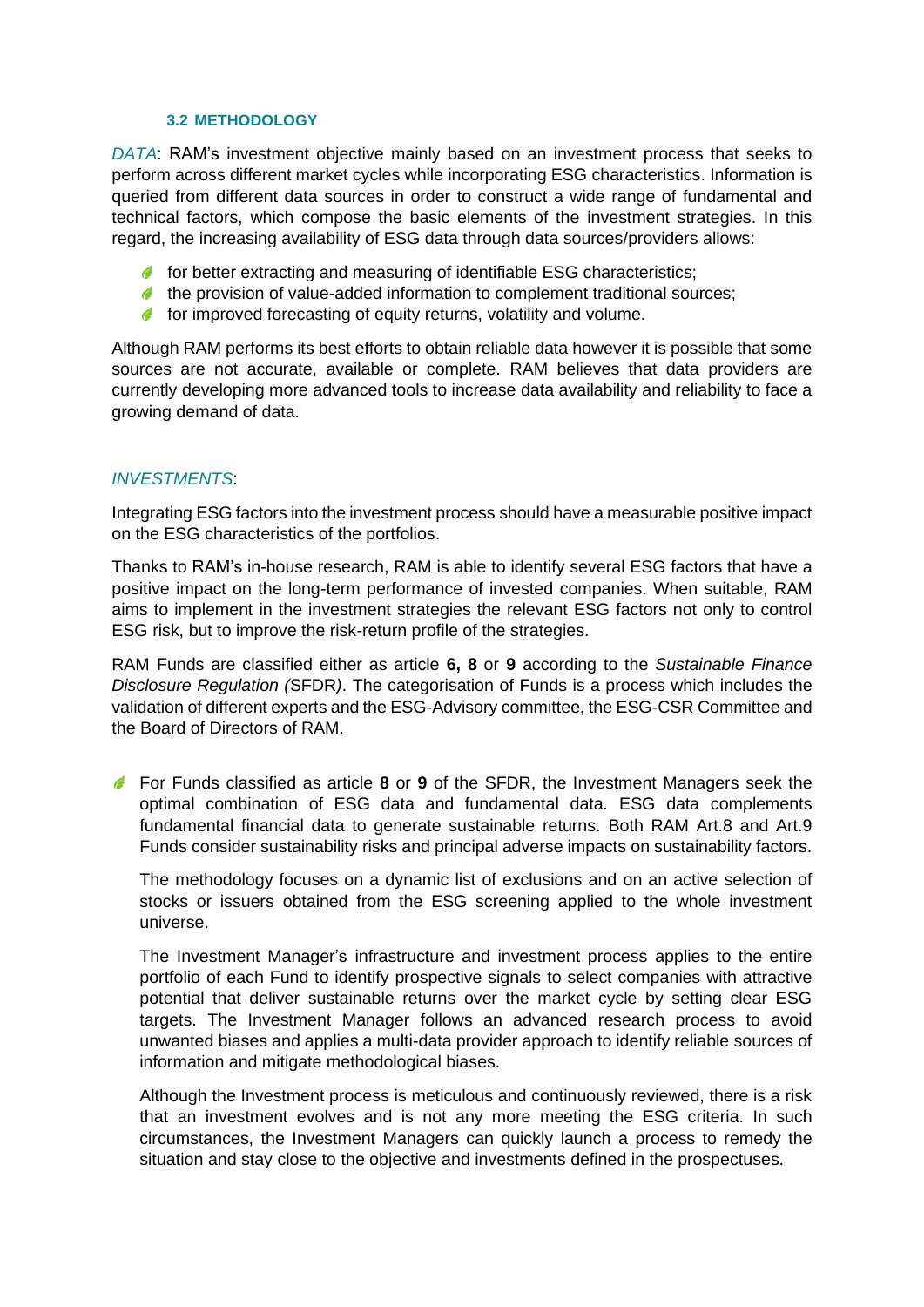### 3.2 METHODOLOGY

*DATA*: RAM's investment objective mainly based on an investment process that seeks to perform across different market cycles while incorporating ESG characteristics. Information is queried from different data sources in order to construct a wide range of fundamental and technical factors, which compose the basic elements of the investment strategies. In this regard, the increasing availability of ESG data through data sources/providers allows:

- for better extracting and measuring of identifiable ESG characteristics;
- the provision of value-added information to complement traditional sources;
- for improved forecasting of equity returns, volatility and volume.

Although RAM performs its best efforts to obtain reliable data however it is possible that some sources are not accurate, available or complete. RAM believes that data providers are currently developing more advanced tools to increase data availability and reliability to face a growing demand of data.

*INVESTMENTS*:

Integrating ESG factors into the investment process should have a measurable positive impact on the ESG characteristics of the portfolios.

Thanks to RAM's in-house research, RAM is able to identify several ESG factors that have a positive impact on the long-term performance of invested companies. When suitable, RAM aims to implement in the investment strategies the relevant ESG factors not only to control ESG risk, but to improve the risk-return profile of the strategies.

RAM Funds are classified either as article **6, 8** or **9** according to the *Sustainable Finance Disclosure Regulation (*SFDR*)*. The categorisation of Funds is a process which includes the validation of different experts and the ESG-Advisory committee, the ESG-CSR Committee and the Board of Directors of RAM.

- For Funds classified as article **8** or **9** of the SFDR, the Investment Managers seek the optimal combination of ESG data and fundamental data. ESG data complements fundamental financial data to generate sustainable returns. Both RAM Art.8 and Art.9 Funds consider sustainability risks and principal adverse impacts on sustainability factors.

  The methodology focuses on a dynamic list of exclusions and on an active selection of stocks or issuers obtained from the ESG screening applied to the whole investment universe.

  The Investment Manager's infrastructure and investment process applies to the entire portfolio of each Fund to identify prospective signals to select companies with attractive potential that deliver sustainable returns over the market cycle by setting clear ESG targets. The Investment Manager follows an advanced research process to avoid unwanted biases and applies a multi-data provider approach to identify reliable sources of information and mitigate methodological biases.

  Although the Investment process is meticulous and continuously reviewed, there is a risk that an investment evolves and is not any more meeting the ESG criteria. In such circumstances, the Investment Managers can quickly launch a process to remedy the situation and stay close to the objective and investments defined in the prospectuses.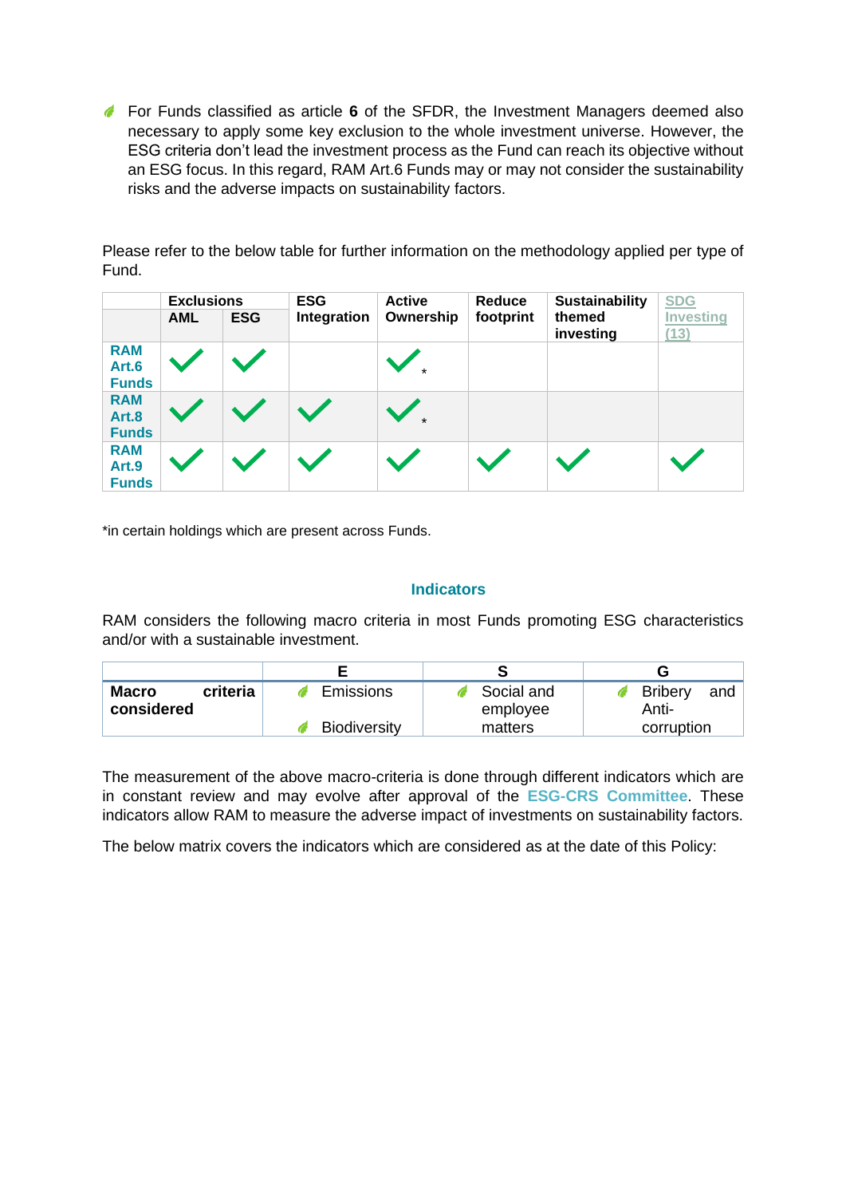- For Funds classified as article **6** of the SFDR, the Investment Managers deemed also necessary to apply some key exclusion to the whole investment universe. However, the ESG criteria don't lead the investment process as the Fund can reach its objective without an ESG focus. In this regard, RAM Art.6 Funds may or may not consider the sustainability risks and the adverse impacts on sustainability factors.

Please refer to the below table for further information on the methodology applied per type of Fund.

| | **Exclusions** | | **ESG Integration** | **Active Ownership** | **Reduce footprint** | **Sustainability themed investing** | SDG Investing (13) |
|---|---|---|---|---|---|---|---|
| | **AML** | **ESG** | | | | | |
| **RAM Art.6 Funds** | ✓ | ✓ | | ✓* | | | |
| **RAM Art.8 Funds** | ✓ | ✓ | ✓ | ✓* | | | |
| **RAM Art.9 Funds** | ✓ | ✓ | ✓ | ✓ | ✓ | ✓ | ✓ |

*in certain holdings which are present across Funds.

### Indicators

RAM considers the following macro criteria in most Funds promoting ESG characteristics and/or with a sustainable investment.

| | E | S | G |
|---|---|---|---|
| **Macro criteria considered** | - Emissions<br>- Biodiversity | - Social and employee matters | - Bribery and Anti-corruption |

The measurement of the above macro-criteria is done through different indicators which are in constant review and may evolve after approval of the **ESG-CRS Committee**. These indicators allow RAM to measure the adverse impact of investments on sustainability factors.

The below matrix covers the indicators which are considered as at the date of this Policy: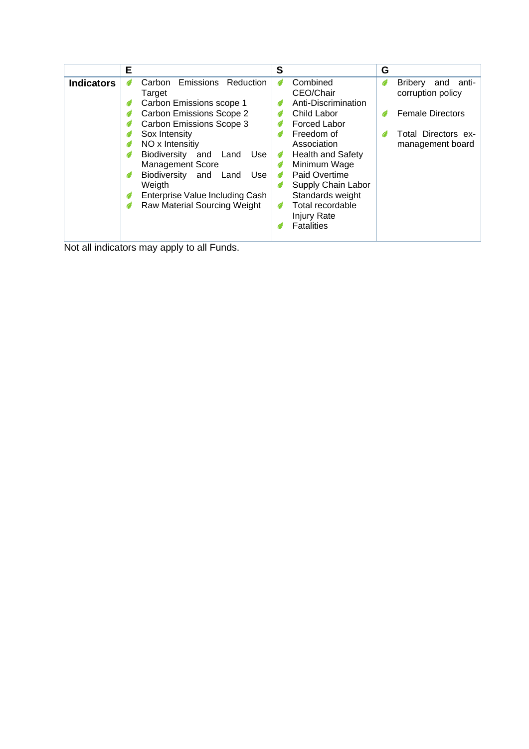|  | E | S | G |
|---|---|---|---|
| **Indicators** | - Carbon Emissions Reduction Target<br>- Carbon Emissions scope 1<br>- Carbon Emissions Scope 2<br>- Carbon Emissions Scope 3<br>- Sox Intensity<br>- NO x Intensitiy<br>- Biodiversity and Land Use Management Score<br>- Biodiversity and Land Use Weigth<br>- Enterprise Value Including Cash<br>- Raw Material Sourcing Weight | - Combined CEO/Chair<br>- Anti-Discrimination<br>- Child Labor<br>- Forced Labor<br>- Freedom of Association<br>- Health and Safety<br>- Minimum Wage<br>- Paid Overtime<br>- Supply Chain Labor Standards weight<br>- Total recordable Injury Rate<br>- Fatalities | - Bribery and anti-corruption policy<br>- Female Directors<br>- Total Directors ex-management board |

Not all indicators may apply to all Funds.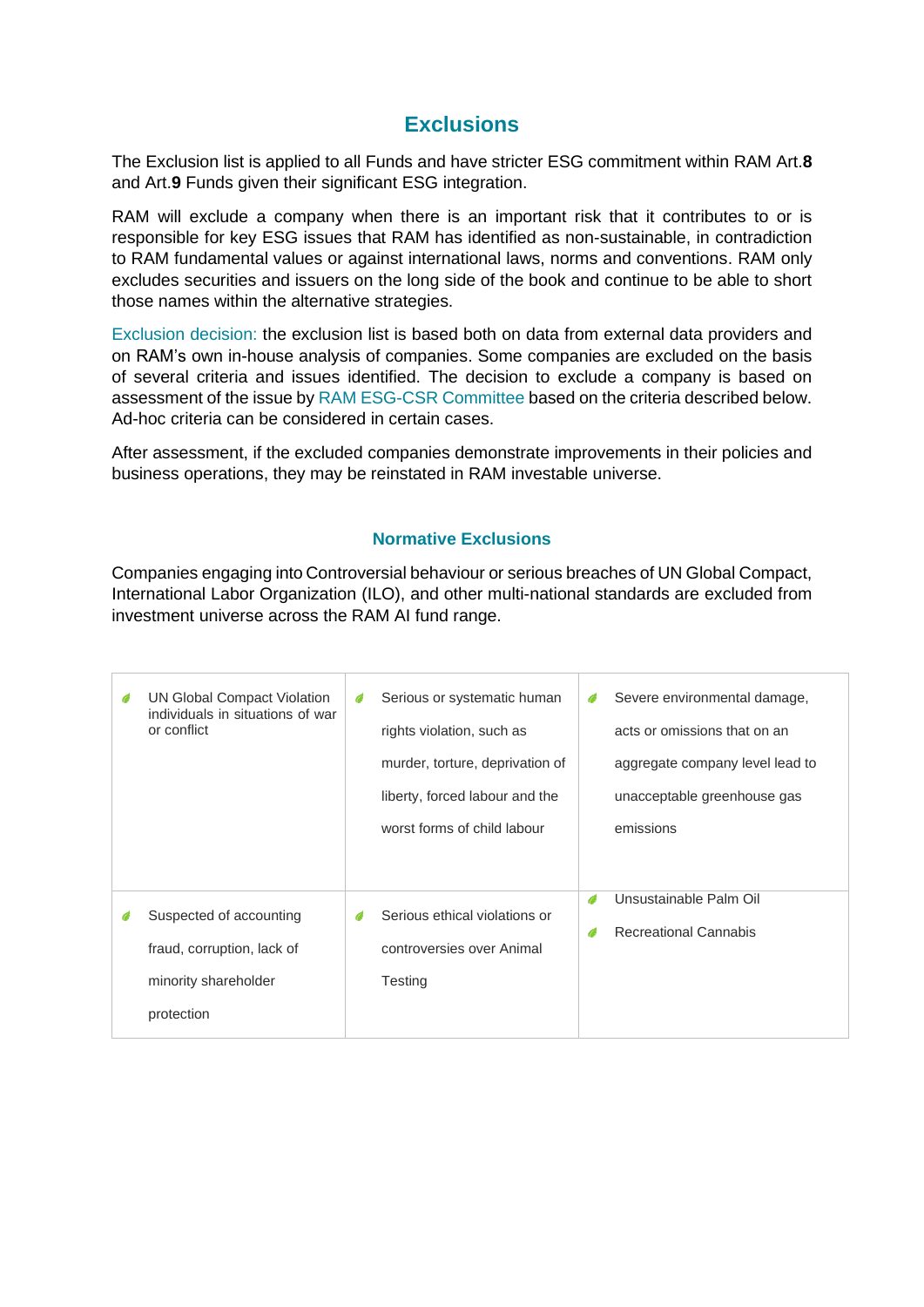# Exclusions

The Exclusion list is applied to all Funds and have stricter ESG commitment within RAM Art.**8** and Art.**9** Funds given their significant ESG integration.

RAM will exclude a company when there is an important risk that it contributes to or is responsible for key ESG issues that RAM has identified as non-sustainable, in contradiction to RAM fundamental values or against international laws, norms and conventions. RAM only excludes securities and issuers on the long side of the book and continue to be able to short those names within the alternative strategies.

Exclusion decision: the exclusion list is based both on data from external data providers and on RAM's own in-house analysis of companies. Some companies are excluded on the basis of several criteria and issues identified. The decision to exclude a company is based on assessment of the issue by RAM ESG-CSR Committee based on the criteria described below. Ad-hoc criteria can be considered in certain cases.

After assessment, if the excluded companies demonstrate improvements in their policies and business operations, they may be reinstated in RAM investable universe.

## Normative Exclusions

Companies engaging into Controversial behaviour or serious breaches of UN Global Compact, International Labor Organization (ILO), and other multi-national standards are excluded from investment universe across the RAM AI fund range.

| | | |
|---|---|---|
| UN Global Compact Violation individuals in situations of war or conflict | Serious or systematic human rights violation, such as murder, torture, deprivation of liberty, forced labour and the worst forms of child labour | Severe environmental damage, acts or omissions that on an aggregate company level lead to unacceptable greenhouse gas emissions |
| Suspected of accounting fraud, corruption, lack of minority shareholder protection | Serious ethical violations or controversies over Animal Testing | Unsustainable Palm Oil<br>Recreational Cannabis |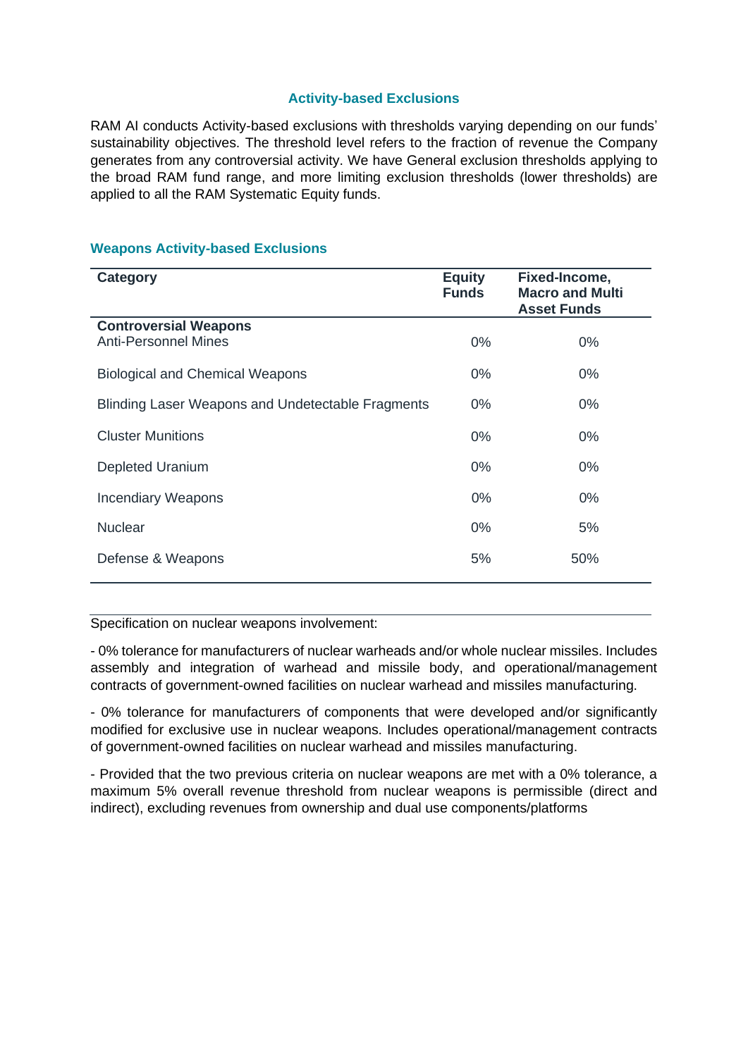### Activity-based Exclusions

RAM AI conducts Activity-based exclusions with thresholds varying depending on our funds' sustainability objectives. The threshold level refers to the fraction of revenue the Company generates from any controversial activity. We have General exclusion thresholds applying to the broad RAM fund range, and more limiting exclusion thresholds (lower thresholds) are applied to all the RAM Systematic Equity funds.

#### Weapons Activity-based Exclusions

| Category | Equity Funds | Fixed-Income, Macro and Multi Asset Funds |
|---|---|---|
| **Controversial Weapons** | | |
| Anti-Personnel Mines | 0% | 0% |
| Biological and Chemical Weapons | 0% | 0% |
| Blinding Laser Weapons and Undetectable Fragments | 0% | 0% |
| Cluster Munitions | 0% | 0% |
| Depleted Uranium | 0% | 0% |
| Incendiary Weapons | 0% | 0% |
| Nuclear | 0% | 5% |
| Defense & Weapons | 5% | 50% |

Specification on nuclear weapons involvement:

- 0% tolerance for manufacturers of nuclear warheads and/or whole nuclear missiles. Includes assembly and integration of warhead and missile body, and operational/management contracts of government-owned facilities on nuclear warhead and missiles manufacturing.

- 0% tolerance for manufacturers of components that were developed and/or significantly modified for exclusive use in nuclear weapons. Includes operational/management contracts of government-owned facilities on nuclear warhead and missiles manufacturing.

- Provided that the two previous criteria on nuclear weapons are met with a 0% tolerance, a maximum 5% overall revenue threshold from nuclear weapons is permissible (direct and indirect), excluding revenues from ownership and dual use components/platforms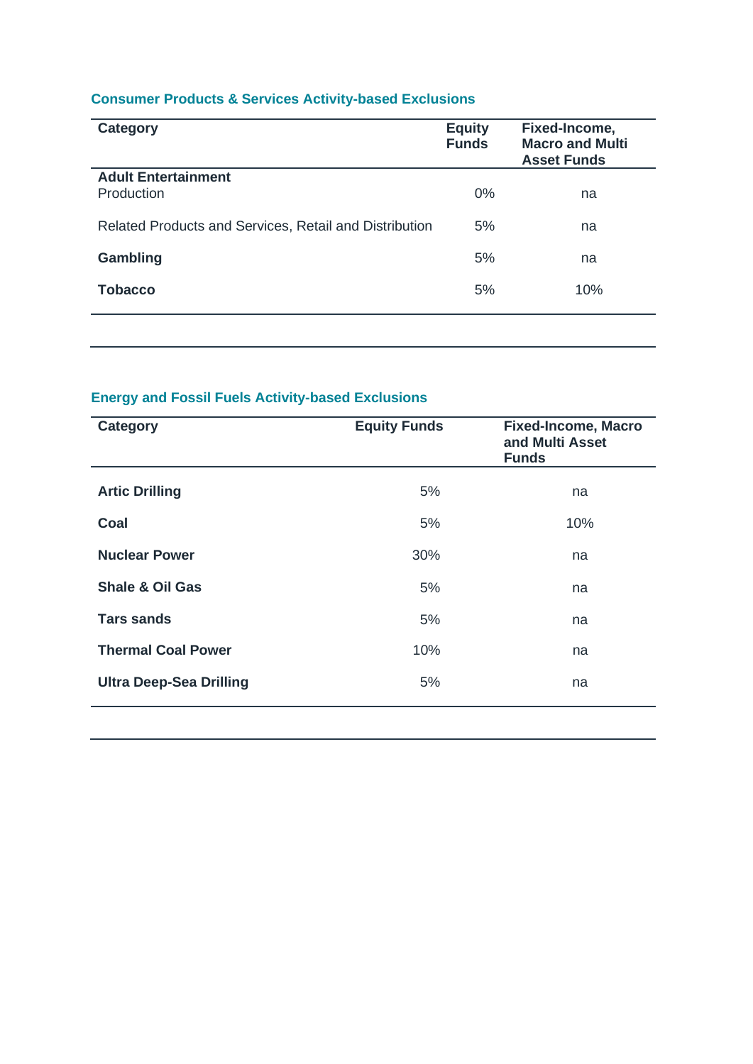### Consumer Products & Services Activity-based Exclusions

| Category | Equity Funds | Fixed-Income, Macro and Multi Asset Funds |
|---|---|---|
| **Adult Entertainment** | | |
| Production | 0% | na |
| Related Products and Services, Retail and Distribution | 5% | na |
| **Gambling** | 5% | na |
| **Tobacco** | 5% | 10% |

### Energy and Fossil Fuels Activity-based Exclusions

| Category | Equity Funds | Fixed-Income, Macro and Multi Asset Funds |
|---|---|---|
| **Artic Drilling** | 5% | na |
| **Coal** | 5% | 10% |
| **Nuclear Power** | 30% | na |
| **Shale & Oil Gas** | 5% | na |
| **Tars sands** | 5% | na |
| **Thermal Coal Power** | 10% | na |
| **Ultra Deep-Sea Drilling** | 5% | na |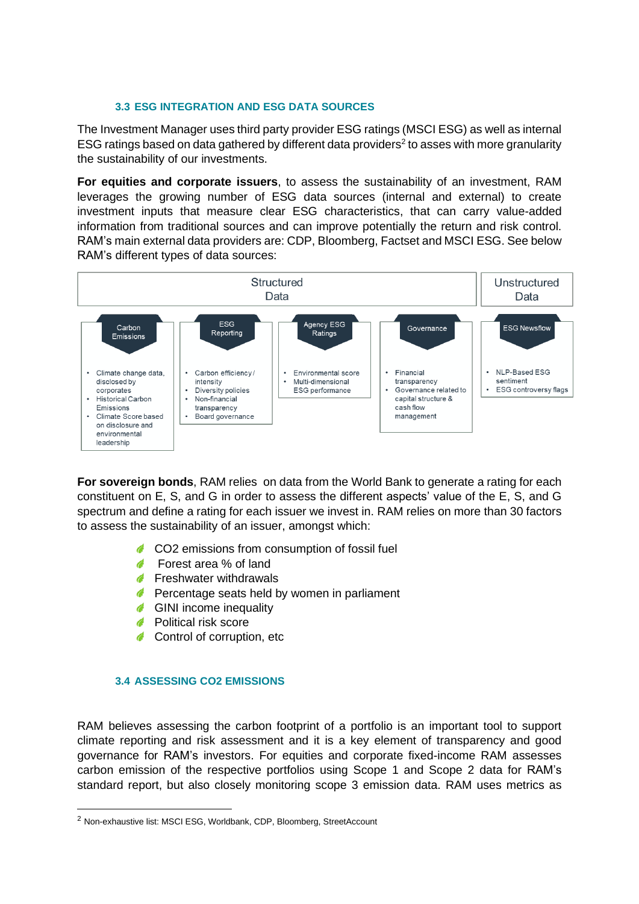### 3.3 ESG INTEGRATION AND ESG DATA SOURCES

The Investment Manager uses third party provider ESG ratings (MSCI ESG) as well as internal ESG ratings based on data gathered by different data providers[2] to asses with more granularity the sustainability of our investments.

**For equities and corporate issuers**, to assess the sustainability of an investment, RAM leverages the growing number of ESG data sources (internal and external) to create investment inputs that measure clear ESG characteristics, that can carry value-added information from traditional sources and can improve potentially the return and risk control. RAM's main external data providers are: CDP, Bloomberg, Factset and MSCI ESG. See below RAM's different types of data sources:

| Structured Data | | | | Unstructured Data |
|---|---|---|---|---|
| Carbon Emissions | ESG Reporting | Agency ESG Ratings | Governance | ESG Newsflow |
| • Climate change data, disclosed by corporates<br>• Historical Carbon Emissions<br>• Climate Score based on disclosure and environmental leadership | • Carbon efficiency / intensity<br>• Diversity policies<br>• Non-financial transparency<br>• Board governance | • Environmental score<br>• Multi-dimensional ESG performance | • Financial transparency<br>• Governance related to capital structure & cash flow management | • NLP-Based ESG sentiment<br>• ESG controversy flags |

**For sovereign bonds**, RAM relies on data from the World Bank to generate a rating for each constituent on E, S, and G in order to assess the different aspects' value of the E, S, and G spectrum and define a rating for each issuer we invest in. RAM relies on more than 30 factors to assess the sustainability of an issuer, amongst which:

- CO2 emissions from consumption of fossil fuel
- Forest area % of land
- Freshwater withdrawals
- Percentage seats held by women in parliament
- GINI income inequality
- Political risk score
- Control of corruption, etc

### 3.4 ASSESSING CO2 EMISSIONS

RAM believes assessing the carbon footprint of a portfolio is an important tool to support climate reporting and risk assessment and it is a key element of transparency and good governance for RAM's investors. For equities and corporate fixed-income RAM assesses carbon emission of the respective portfolios using Scope 1 and Scope 2 data for RAM's standard report, but also closely monitoring scope 3 emission data. RAM uses metrics as

[2] Non-exhaustive list: MSCI ESG, Worldbank, CDP, Bloomberg, StreetAccount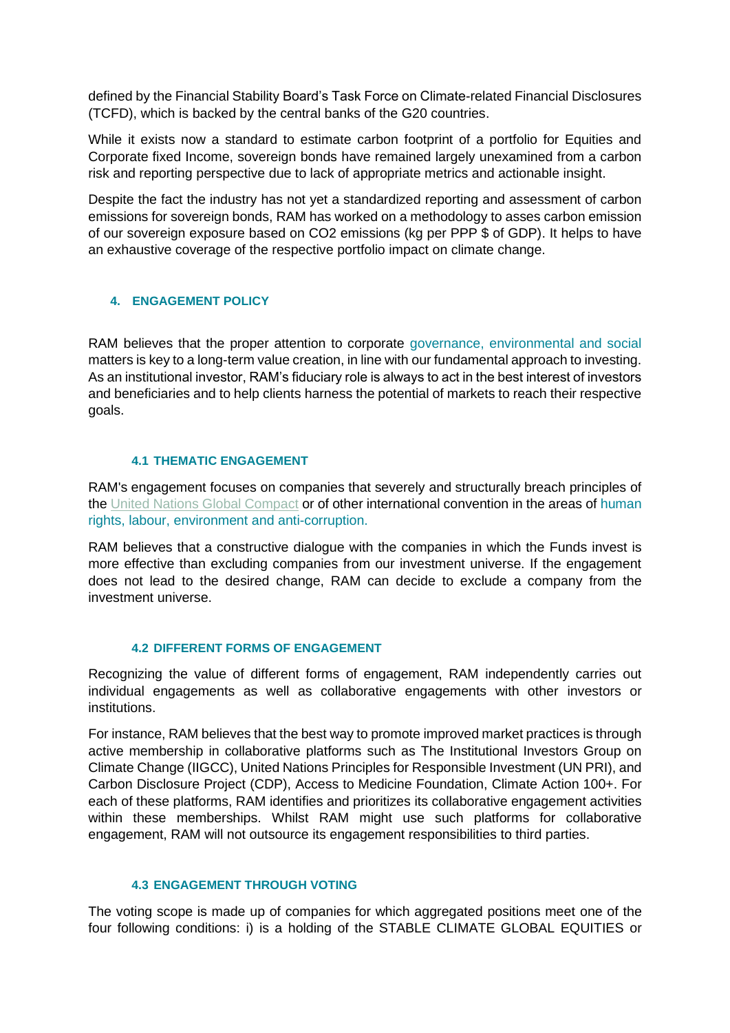defined by the Financial Stability Board's Task Force on Climate-related Financial Disclosures (TCFD), which is backed by the central banks of the G20 countries.

While it exists now a standard to estimate carbon footprint of a portfolio for Equities and Corporate fixed Income, sovereign bonds have remained largely unexamined from a carbon risk and reporting perspective due to lack of appropriate metrics and actionable insight.

Despite the fact the industry has not yet a standardized reporting and assessment of carbon emissions for sovereign bonds, RAM has worked on a methodology to asses carbon emission of our sovereign exposure based on $CO_2$ emissions (kg per PPP $ of GDP). It helps to have an exhaustive coverage of the respective portfolio impact on climate change.

## 4. ENGAGEMENT POLICY

RAM believes that the proper attention to corporate governance, environmental and social matters is key to a long-term value creation, in line with our fundamental approach to investing. As an institutional investor, RAM's fiduciary role is always to act in the best interest of investors and beneficiaries and to help clients harness the potential of markets to reach their respective goals.

### 4.1 THEMATIC ENGAGEMENT

RAM's engagement focuses on companies that severely and structurally breach principles of the United Nations Global Compact or of other international convention in the areas of human rights, labour, environment and anti-corruption.

RAM believes that a constructive dialogue with the companies in which the Funds invest is more effective than excluding companies from our investment universe. If the engagement does not lead to the desired change, RAM can decide to exclude a company from the investment universe.

### 4.2 DIFFERENT FORMS OF ENGAGEMENT

Recognizing the value of different forms of engagement, RAM independently carries out individual engagements as well as collaborative engagements with other investors or institutions.

For instance, RAM believes that the best way to promote improved market practices is through active membership in collaborative platforms such as The Institutional Investors Group on Climate Change (IIGCC), United Nations Principles for Responsible Investment (UN PRI), and Carbon Disclosure Project (CDP), Access to Medicine Foundation, Climate Action 100+. For each of these platforms, RAM identifies and prioritizes its collaborative engagement activities within these memberships. Whilst RAM might use such platforms for collaborative engagement, RAM will not outsource its engagement responsibilities to third parties.

### 4.3 ENGAGEMENT THROUGH VOTING

The voting scope is made up of companies for which aggregated positions meet one of the four following conditions: i) is a holding of the STABLE CLIMATE GLOBAL EQUITIES or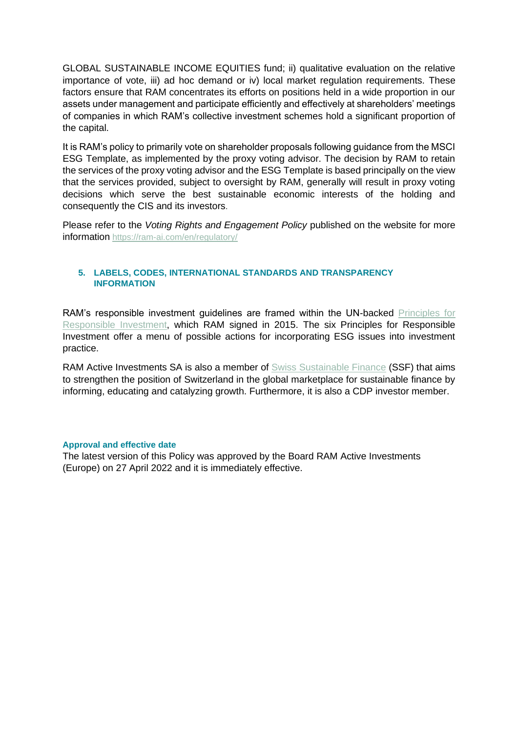GLOBAL SUSTAINABLE INCOME EQUITIES fund; ii) qualitative evaluation on the relative importance of vote, iii) ad hoc demand or iv) local market regulation requirements. These factors ensure that RAM concentrates its efforts on positions held in a wide proportion in our assets under management and participate efficiently and effectively at shareholders' meetings of companies in which RAM's collective investment schemes hold a significant proportion of the capital.

It is RAM's policy to primarily vote on shareholder proposals following guidance from the MSCI ESG Template, as implemented by the proxy voting advisor. The decision by RAM to retain the services of the proxy voting advisor and the ESG Template is based principally on the view that the services provided, subject to oversight by RAM, generally will result in proxy voting decisions which serve the best sustainable economic interests of the holding and consequently the CIS and its investors.

Please refer to the *Voting Rights and Engagement Policy* published on the website for more information https://ram-ai.com/en/regulatory/

## 5. LABELS, CODES, INTERNATIONAL STANDARDS AND TRANSPARENCY INFORMATION

RAM's responsible investment guidelines are framed within the UN-backed Principles for Responsible Investment, which RAM signed in 2015. The six Principles for Responsible Investment offer a menu of possible actions for incorporating ESG issues into investment practice.

RAM Active Investments SA is also a member of Swiss Sustainable Finance (SSF) that aims to strengthen the position of Switzerland in the global marketplace for sustainable finance by informing, educating and catalyzing growth. Furthermore, it is also a CDP investor member.

### Approval and effective date

The latest version of this Policy was approved by the Board RAM Active Investments (Europe) on 27 April 2022 and it is immediately effective.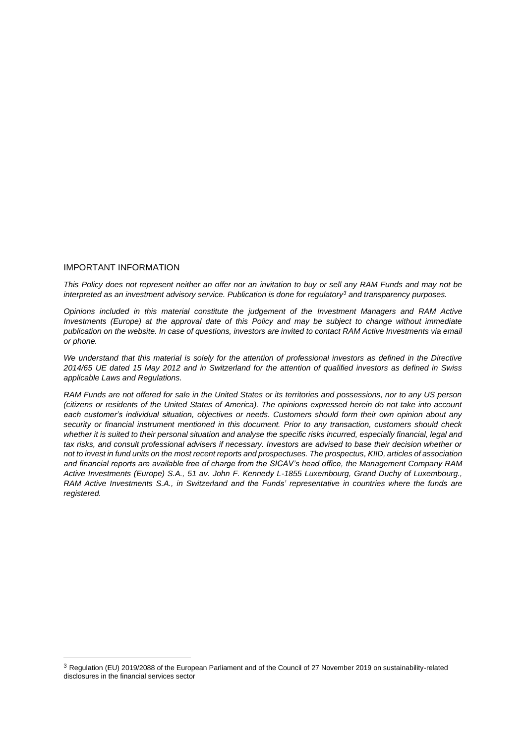## IMPORTANT INFORMATION

*This Policy does not represent neither an offer nor an invitation to buy or sell any RAM Funds and may not be interpreted as an investment advisory service. Publication is done for regulatory[3] and transparency purposes.*

*Opinions included in this material constitute the judgement of the Investment Managers and RAM Active Investments (Europe) at the approval date of this Policy and may be subject to change without immediate publication on the website. In case of questions, investors are invited to contact RAM Active Investments via email or phone.*

*We understand that this material is solely for the attention of professional investors as defined in the Directive 2014/65 UE dated 15 May 2012 and in Switzerland for the attention of qualified investors as defined in Swiss applicable Laws and Regulations.*

*RAM Funds are not offered for sale in the United States or its territories and possessions, nor to any US person (citizens or residents of the United States of America). The opinions expressed herein do not take into account each customer's individual situation, objectives or needs. Customers should form their own opinion about any security or financial instrument mentioned in this document. Prior to any transaction, customers should check whether it is suited to their personal situation and analyse the specific risks incurred, especially financial, legal and tax risks, and consult professional advisers if necessary. Investors are advised to base their decision whether or not to invest in fund units on the most recent reports and prospectuses. The prospectus, KIID, articles of association and financial reports are available free of charge from the SICAV's head office, the Management Company RAM Active Investments (Europe) S.A., 51 av. John F. Kennedy L-1855 Luxembourg, Grand Duchy of Luxembourg., RAM Active Investments S.A., in Switzerland and the Funds' representative in countries where the funds are registered.*

[3] Regulation (EU) 2019/2088 of the European Parliament and of the Council of 27 November 2019 on sustainability-related disclosures in the financial services sector